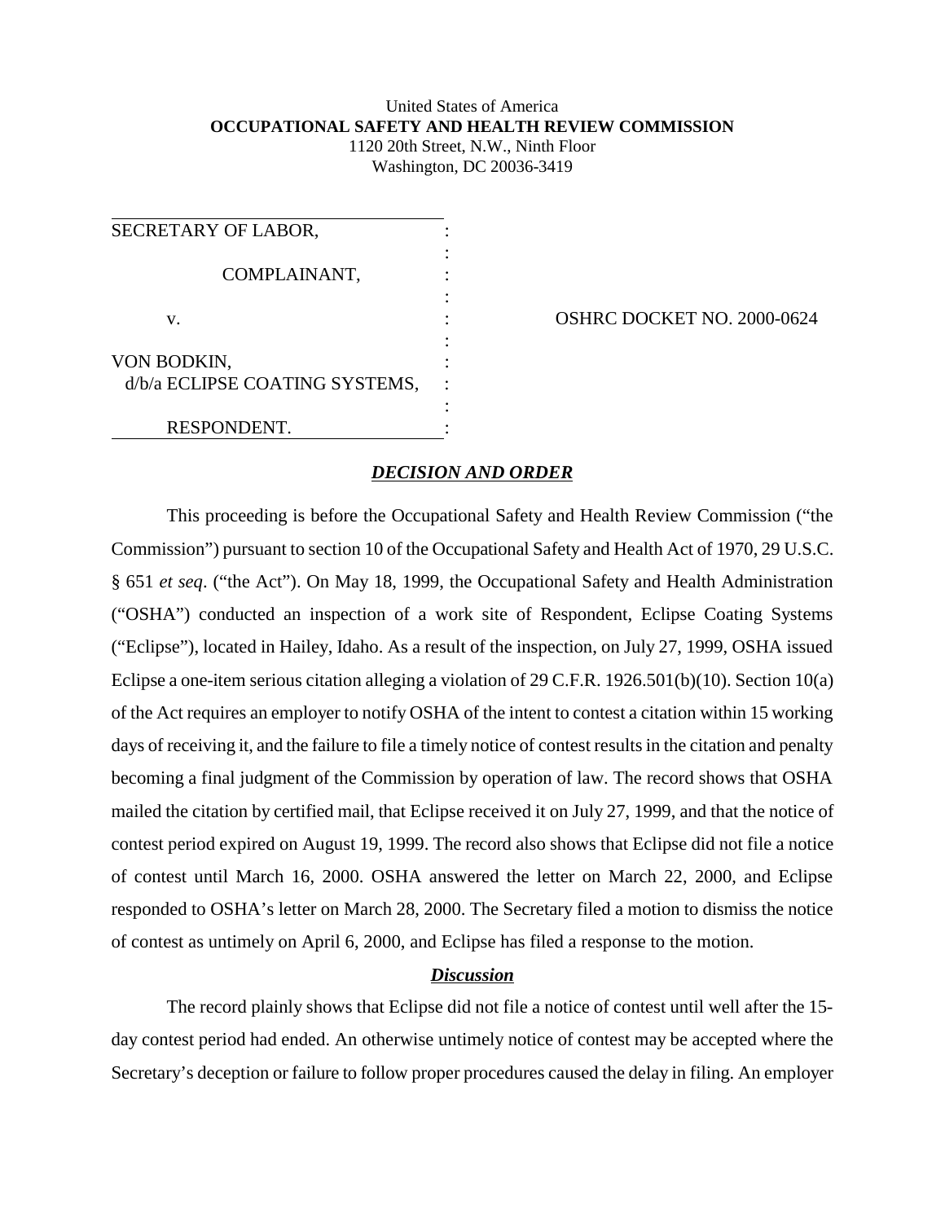United States of America
**OCCUPATIONAL SAFETY AND HEALTH REVIEW COMMISSION**
1120 20th Street, N.W., Ninth Floor
Washington, DC 20036-3419

| | | |
|---|---|---|
| SECRETARY OF LABOR, | : | |
| COMPLAINANT, | : | |
| v. | : | OSHRC DOCKET NO. 2000-0624 |
| VON BODKIN, d/b/a ECLIPSE COATING SYSTEMS, | : | |
| RESPONDENT. | : | |

## ***DECISION AND ORDER***

This proceeding is before the Occupational Safety and Health Review Commission ("the Commission") pursuant to section 10 of the Occupational Safety and Health Act of 1970, 29 U.S.C. § 651 *et seq*. ("the Act"). On May 18, 1999, the Occupational Safety and Health Administration ("OSHA") conducted an inspection of a work site of Respondent, Eclipse Coating Systems ("Eclipse"), located in Hailey, Idaho. As a result of the inspection, on July 27, 1999, OSHA issued Eclipse a one-item serious citation alleging a violation of 29 C.F.R. 1926.501(b)(10). Section 10(a) of the Act requires an employer to notify OSHA of the intent to contest a citation within 15 working days of receiving it, and the failure to file a timely notice of contest results in the citation and penalty becoming a final judgment of the Commission by operation of law. The record shows that OSHA mailed the citation by certified mail, that Eclipse received it on July 27, 1999, and that the notice of contest period expired on August 19, 1999. The record also shows that Eclipse did not file a notice of contest until March 16, 2000. OSHA answered the letter on March 22, 2000, and Eclipse responded to OSHA's letter on March 28, 2000. The Secretary filed a motion to dismiss the notice of contest as untimely on April 6, 2000, and Eclipse has filed a response to the motion.

### ***Discussion***

The record plainly shows that Eclipse did not file a notice of contest until well after the 15-day contest period had ended. An otherwise untimely notice of contest may be accepted where the Secretary's deception or failure to follow proper procedures caused the delay in filing. An employer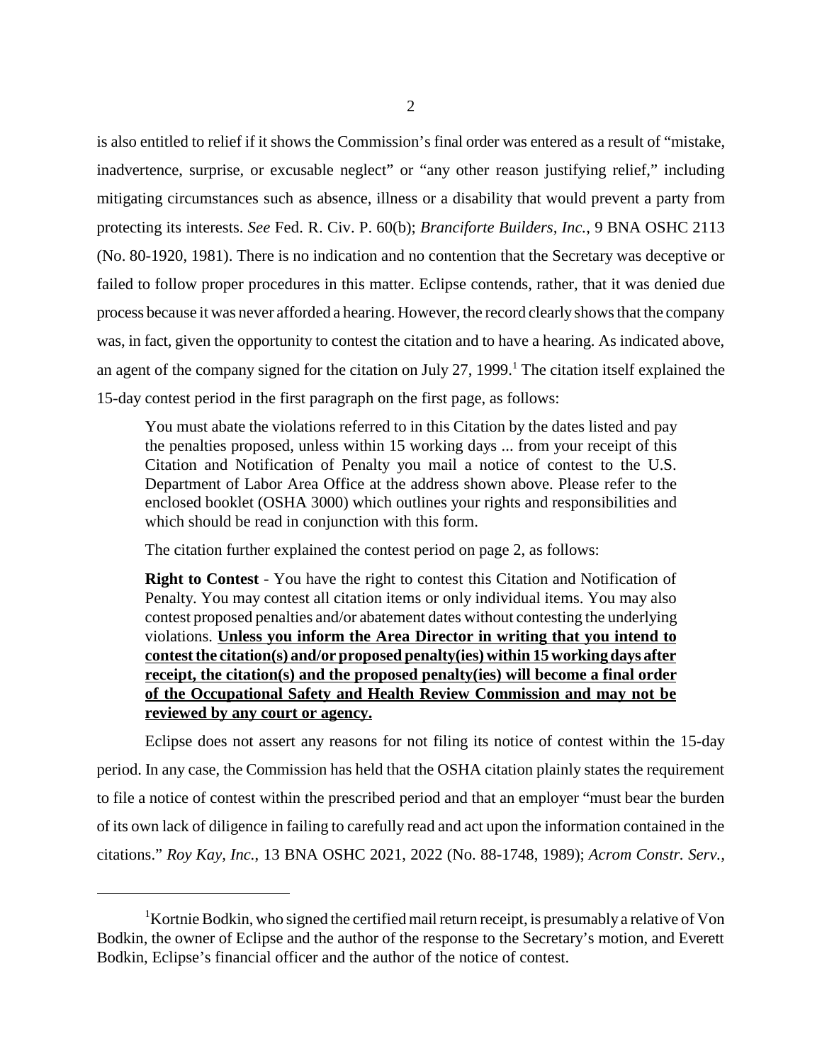is also entitled to relief if it shows the Commission's final order was entered as a result of "mistake, inadvertence, surprise, or excusable neglect" or "any other reason justifying relief," including mitigating circumstances such as absence, illness or a disability that would prevent a party from protecting its interests. *See* Fed. R. Civ. P. 60(b); *Branciforte Builders, Inc.*, 9 BNA OSHC 2113 (No. 80-1920, 1981). There is no indication and no contention that the Secretary was deceptive or failed to follow proper procedures in this matter. Eclipse contends, rather, that it was denied due process because it was never afforded a hearing. However, the record clearly shows that the company was, in fact, given the opportunity to contest the citation and to have a hearing. As indicated above, an agent of the company signed for the citation on July 27, 1999.[1] The citation itself explained the 15-day contest period in the first paragraph on the first page, as follows:

> You must abate the violations referred to in this Citation by the dates listed and pay the penalties proposed, unless within 15 working days ... from your receipt of this Citation and Notification of Penalty you mail a notice of contest to the U.S. Department of Labor Area Office at the address shown above. Please refer to the enclosed booklet (OSHA 3000) which outlines your rights and responsibilities and which should be read in conjunction with this form.
>
> The citation further explained the contest period on page 2, as follows:
>
> **Right to Contest** - You have the right to contest this Citation and Notification of Penalty. You may contest all citation items or only individual items. You may also contest proposed penalties and/or abatement dates without contesting the underlying violations. **Unless you inform the Area Director in writing that you intend to contest the citation(s) and/or proposed penalty(ies) within 15 working days after receipt, the citation(s) and the proposed penalty(ies) will become a final order of the Occupational Safety and Health Review Commission and may not be reviewed by any court or agency.**

Eclipse does not assert any reasons for not filing its notice of contest within the 15-day period. In any case, the Commission has held that the OSHA citation plainly states the requirement to file a notice of contest within the prescribed period and that an employer "must bear the burden of its own lack of diligence in failing to carefully read and act upon the information contained in the citations." *Roy Kay, Inc.*, 13 BNA OSHC 2021, 2022 (No. 88-1748, 1989); *Acrom Constr. Serv.,*

---

[1] Kortnie Bodkin, who signed the certified mail return receipt, is presumably a relative of Von Bodkin, the owner of Eclipse and the author of the response to the Secretary's motion, and Everett Bodkin, Eclipse's financial officer and the author of the notice of contest.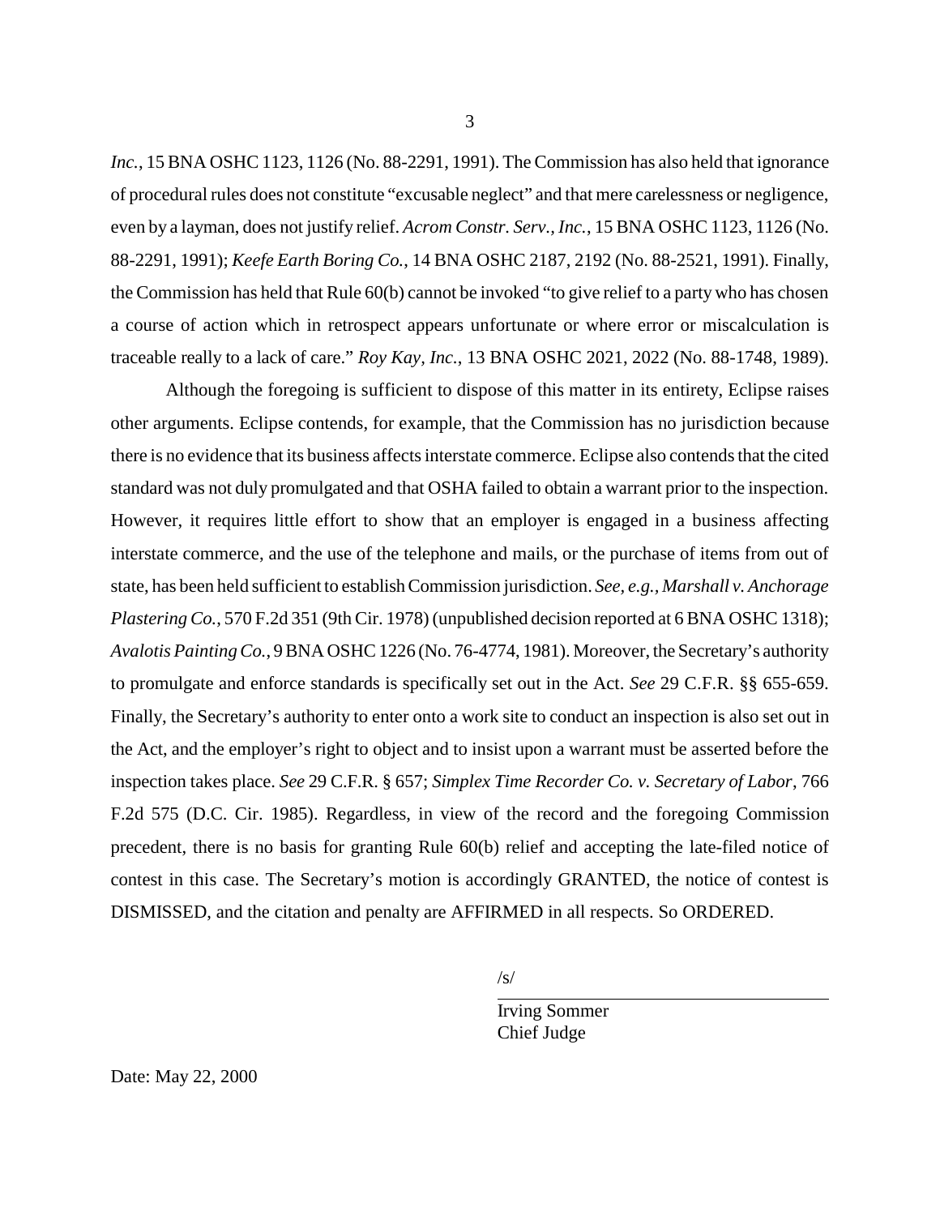*Inc.*, 15 BNA OSHC 1123, 1126 (No. 88-2291, 1991). The Commission has also held that ignorance of procedural rules does not constitute "excusable neglect" and that mere carelessness or negligence, even by a layman, does not justify relief. *Acrom Constr. Serv., Inc.*, 15 BNA OSHC 1123, 1126 (No. 88-2291, 1991); *Keefe Earth Boring Co.*, 14 BNA OSHC 2187, 2192 (No. 88-2521, 1991). Finally, the Commission has held that Rule 60(b) cannot be invoked "to give relief to a party who has chosen a course of action which in retrospect appears unfortunate or where error or miscalculation is traceable really to a lack of care." *Roy Kay, Inc.*, 13 BNA OSHC 2021, 2022 (No. 88-1748, 1989).

Although the foregoing is sufficient to dispose of this matter in its entirety, Eclipse raises other arguments. Eclipse contends, for example, that the Commission has no jurisdiction because there is no evidence that its business affects interstate commerce. Eclipse also contends that the cited standard was not duly promulgated and that OSHA failed to obtain a warrant prior to the inspection. However, it requires little effort to show that an employer is engaged in a business affecting interstate commerce, and the use of the telephone and mails, or the purchase of items from out of state, has been held sufficient to establish Commission jurisdiction. *See, e.g., Marshall v. Anchorage Plastering Co.*, 570 F.2d 351 (9th Cir. 1978) (unpublished decision reported at 6 BNA OSHC 1318); *Avalotis Painting Co.*, 9 BNA OSHC 1226 (No. 76-4774, 1981). Moreover, the Secretary's authority to promulgate and enforce standards is specifically set out in the Act. *See* 29 C.F.R. §§ 655-659. Finally, the Secretary's authority to enter onto a work site to conduct an inspection is also set out in the Act, and the employer's right to object and to insist upon a warrant must be asserted before the inspection takes place. *See* 29 C.F.R. § 657; *Simplex Time Recorder Co. v. Secretary of Labor*, 766 F.2d 575 (D.C. Cir. 1985). Regardless, in view of the record and the foregoing Commission precedent, there is no basis for granting Rule 60(b) relief and accepting the late-filed notice of contest in this case. The Secretary's motion is accordingly GRANTED, the notice of contest is DISMISSED, and the citation and penalty are AFFIRMED in all respects. So ORDERED.

/s/

Irving Sommer
Chief Judge

Date: May 22, 2000